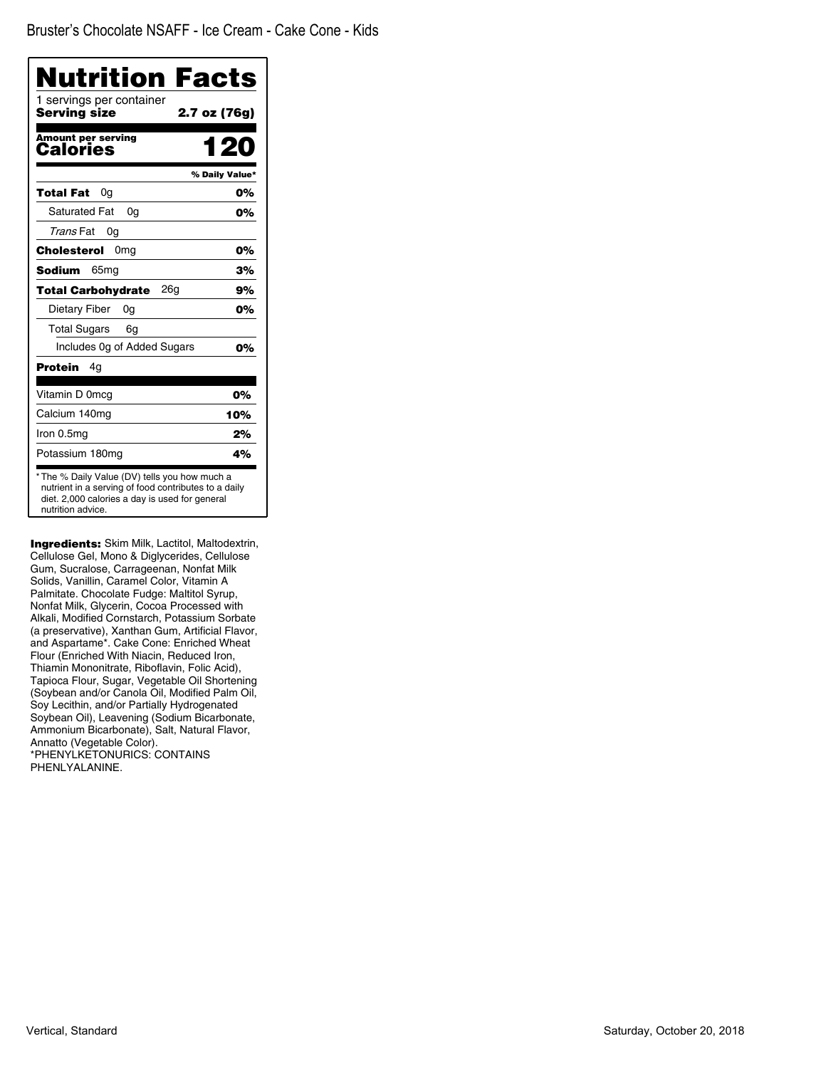Bruster's Chocolate NSAFF - Ice Cream - Cake Cone - Kids

# Nutrition Facts

1 servings per container

**Serving size** **2.7 oz (76g)**

**Amount per serving**
**Calories** **120**

| | % Daily Value* |
|---|---|
| **Total Fat** 0g | **0%** |
| Saturated Fat 0g | **0%** |
| *Trans* Fat 0g | |
| **Cholesterol** 0mg | **0%** |
| **Sodium** 65mg | **3%** |
| **Total Carbohydrate** 26g | **9%** |
| Dietary Fiber 0g | **0%** |
| Total Sugars 6g | |
| Includes 0g of Added Sugars | **0%** |
| **Protein** 4g | |
| Vitamin D 0mcg | 0% |
| Calcium 140mg | 10% |
| Iron 0.5mg | 2% |
| Potassium 180mg | 4% |

* The % Daily Value (DV) tells you how much a nutrient in a serving of food contributes to a daily diet. 2,000 calories a day is used for general nutrition advice.

**Ingredients:** Skim Milk, Lactitol, Maltodextrin, Cellulose Gel, Mono & Diglycerides, Cellulose Gum, Sucralose, Carrageenan, Nonfat Milk Solids, Vanillin, Caramel Color, Vitamin A Palmitate. Chocolate Fudge: Maltitol Syrup, Nonfat Milk, Glycerin, Cocoa Processed with Alkali, Modified Cornstarch, Potassium Sorbate (a preservative), Xanthan Gum, Artificial Flavor, and Aspartame*. Cake Cone: Enriched Wheat Flour (Enriched With Niacin, Reduced Iron, Thiamin Mononitrate, Riboflavin, Folic Acid), Tapioca Flour, Sugar, Vegetable Oil Shortening (Soybean and/or Canola Oil, Modified Palm Oil, Soy Lecithin, and/or Partially Hydrogenated Soybean Oil), Leavening (Sodium Bicarbonate, Ammonium Bicarbonate), Salt, Natural Flavor, Annatto (Vegetable Color).
*PHENYLKETONURICS: CONTAINS PHENLYALANINE.

Vertical, Standard

Saturday, October 20, 2018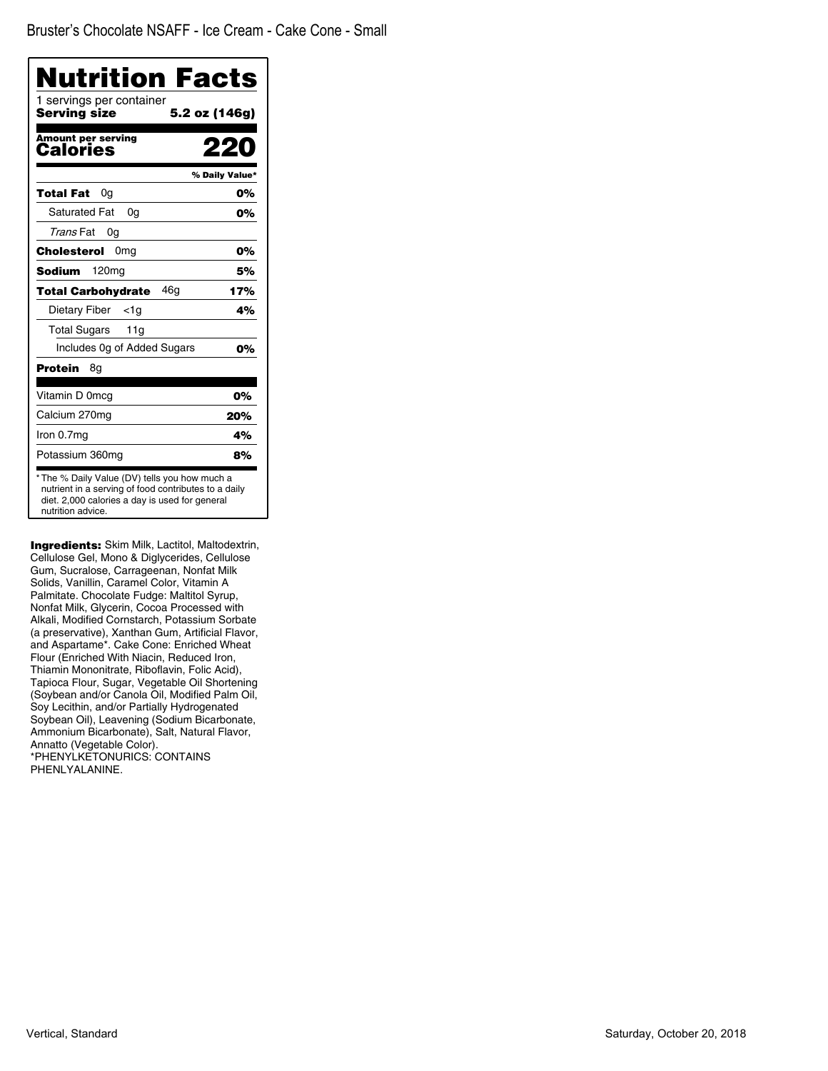Bruster's Chocolate NSAFF - Ice Cream - Cake Cone - Small

# Nutrition Facts

1 servings per container

**Serving size** **5.2 oz (146g)**

**Amount per serving**

**Calories** **220**

| | % Daily Value* |
|---|---|
| **Total Fat** 0g | **0%** |
| Saturated Fat 0g | **0%** |
| *Trans* Fat 0g | |
| **Cholesterol** 0mg | **0%** |
| **Sodium** 120mg | **5%** |
| **Total Carbohydrate** 46g | **17%** |
| Dietary Fiber <1g | **4%** |
| Total Sugars 11g | |
| Includes 0g of Added Sugars | **0%** |
| **Protein** 8g | |
| Vitamin D 0mcg | **0%** |
| Calcium 270mg | **20%** |
| Iron 0.7mg | **4%** |
| Potassium 360mg | **8%** |

* The % Daily Value (DV) tells you how much a nutrient in a serving of food contributes to a daily diet. 2,000 calories a day is used for general nutrition advice.

**Ingredients:** Skim Milk, Lactitol, Maltodextrin, Cellulose Gel, Mono & Diglycerides, Cellulose Gum, Sucralose, Carrageenan, Nonfat Milk Solids, Vanillin, Caramel Color, Vitamin A Palmitate. Chocolate Fudge: Maltitol Syrup, Nonfat Milk, Glycerin, Cocoa Processed with Alkali, Modified Cornstarch, Potassium Sorbate (a preservative), Xanthan Gum, Artificial Flavor, and Aspartame*. Cake Cone: Enriched Wheat Flour (Enriched With Niacin, Reduced Iron, Thiamin Mononitrate, Riboflavin, Folic Acid), Tapioca Flour, Sugar, Vegetable Oil Shortening (Soybean and/or Canola Oil, Modified Palm Oil, Soy Lecithin, and/or Partially Hydrogenated Soybean Oil), Leavening (Sodium Bicarbonate, Ammonium Bicarbonate), Salt, Natural Flavor, Annatto (Vegetable Color).
*PHENYLKETONURICS: CONTAINS PHENLYALANINE.

Vertical, Standard

Saturday, October 20, 2018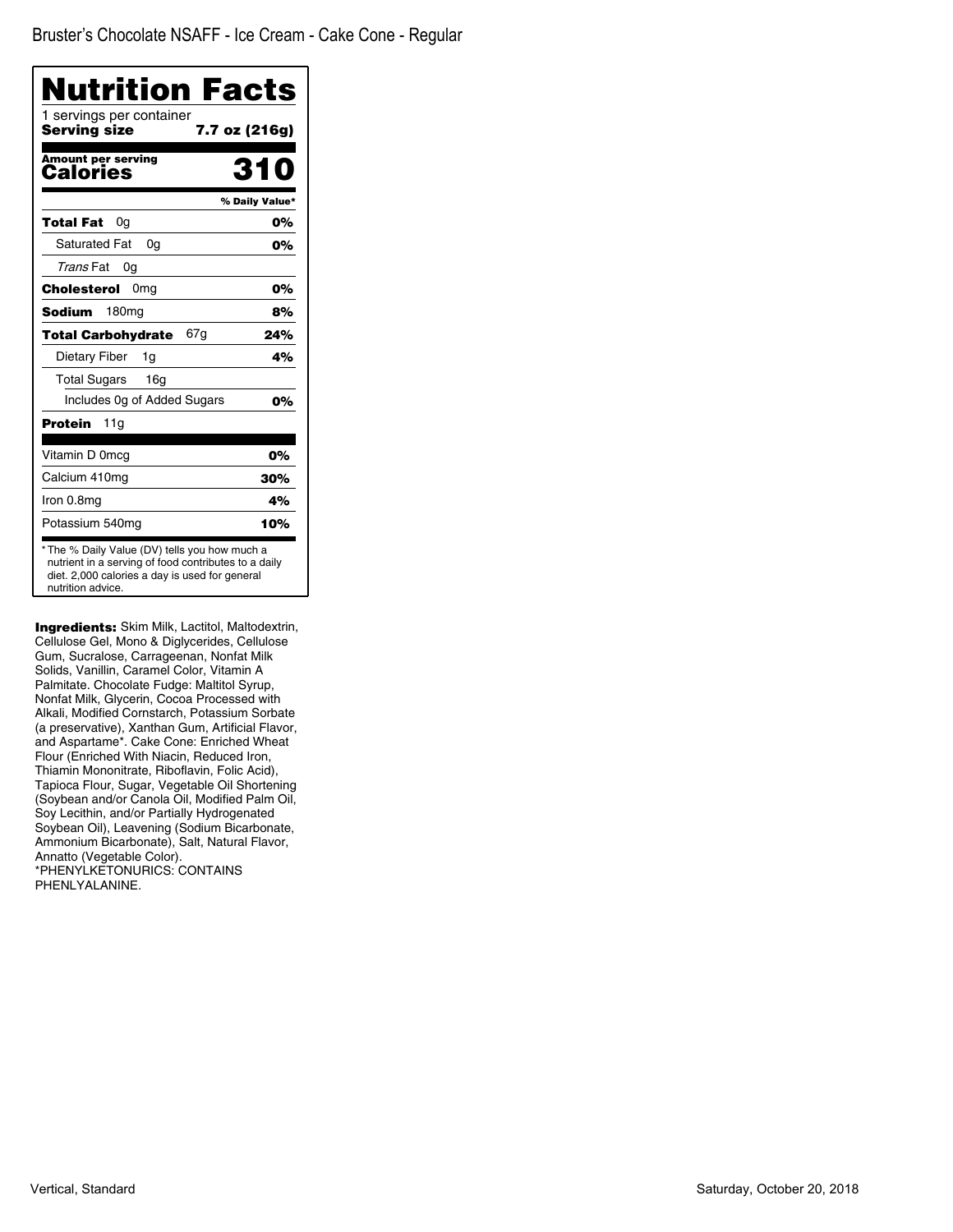Bruster's Chocolate NSAFF - Ice Cream - Cake Cone - Regular

# Nutrition Facts

1 servings per container

**Serving size** 7.7 oz (216g)

**Amount per serving**

**Calories** 310

| | % Daily Value* |
|---|---|
| **Total Fat** 0g | 0% |
| Saturated Fat 0g | 0% |
| *Trans* Fat 0g | |
| **Cholesterol** 0mg | 0% |
| **Sodium** 180mg | 8% |
| **Total Carbohydrate** 67g | 24% |
| Dietary Fiber 1g | 4% |
| Total Sugars 16g | |
| Includes 0g of Added Sugars | 0% |
| **Protein** 11g | |
| Vitamin D 0mcg | 0% |
| Calcium 410mg | 30% |
| Iron 0.8mg | 4% |
| Potassium 540mg | 10% |

* The % Daily Value (DV) tells you how much a nutrient in a serving of food contributes to a daily diet. 2,000 calories a day is used for general nutrition advice.

**Ingredients:** Skim Milk, Lactitol, Maltodextrin, Cellulose Gel, Mono & Diglycerides, Cellulose Gum, Sucralose, Carrageenan, Nonfat Milk Solids, Vanillin, Caramel Color, Vitamin A Palmitate. Chocolate Fudge: Maltitol Syrup, Nonfat Milk, Glycerin, Cocoa Processed with Alkali, Modified Cornstarch, Potassium Sorbate (a preservative), Xanthan Gum, Artificial Flavor, and Aspartame*. Cake Cone: Enriched Wheat Flour (Enriched With Niacin, Reduced Iron, Thiamin Mononitrate, Riboflavin, Folic Acid), Tapioca Flour, Sugar, Vegetable Oil Shortening (Soybean and/or Canola Oil, Modified Palm Oil, Soy Lecithin, and/or Partially Hydrogenated Soybean Oil), Leavening (Sodium Bicarbonate, Ammonium Bicarbonate), Salt, Natural Flavor, Annatto (Vegetable Color).
*PHENYLKETONURICS: CONTAINS PHENLYALANINE.

Vertical, Standard

Saturday, October 20, 2018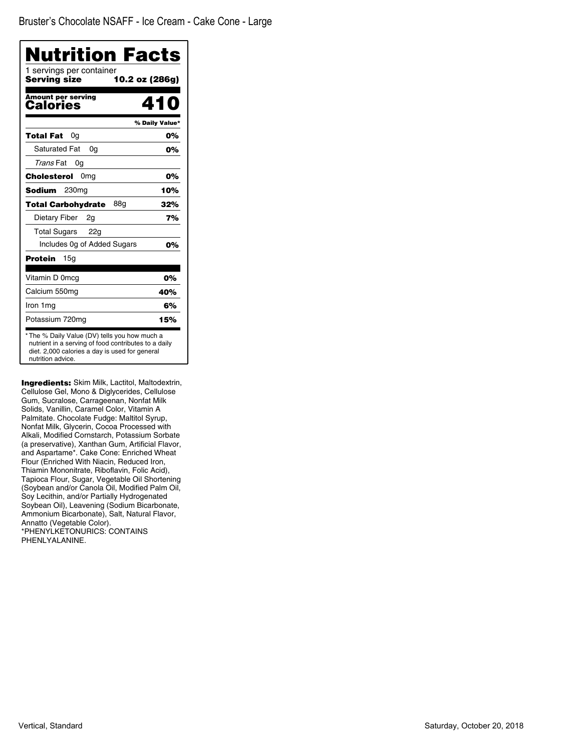Bruster's Chocolate NSAFF - Ice Cream - Cake Cone - Large

# Nutrition Facts

1 servings per container

**Serving size** **10.2 oz (286g)**

| **Amount per serving Calories** | **410** |
|---|---|
| | **% Daily Value*** |
| **Total Fat** 0g | **0%** |
| Saturated Fat 0g | **0%** |
| *Trans* Fat 0g | |
| **Cholesterol** 0mg | **0%** |
| **Sodium** 230mg | **10%** |
| **Total Carbohydrate** 88g | **32%** |
| Dietary Fiber 2g | **7%** |
| Total Sugars 22g | |
| Includes 0g of Added Sugars | **0%** |
| **Protein** 15g | |
| Vitamin D 0mcg | **0%** |
| Calcium 550mg | **40%** |
| Iron 1mg | **6%** |
| Potassium 720mg | **15%** |

* The % Daily Value (DV) tells you how much a nutrient in a serving of food contributes to a daily diet. 2,000 calories a day is used for general nutrition advice.

**Ingredients:** Skim Milk, Lactitol, Maltodextrin, Cellulose Gel, Mono & Diglycerides, Cellulose Gum, Sucralose, Carrageenan, Nonfat Milk Solids, Vanillin, Caramel Color, Vitamin A Palmitate. Chocolate Fudge: Maltitol Syrup, Nonfat Milk, Glycerin, Cocoa Processed with Alkali, Modified Cornstarch, Potassium Sorbate (a preservative), Xanthan Gum, Artificial Flavor, and Aspartame*. Cake Cone: Enriched Wheat Flour (Enriched With Niacin, Reduced Iron, Thiamin Mononitrate, Riboflavin, Folic Acid), Tapioca Flour, Sugar, Vegetable Oil Shortening (Soybean and/or Canola Oil, Modified Palm Oil, Soy Lecithin, and/or Partially Hydrogenated Soybean Oil), Leavening (Sodium Bicarbonate, Ammonium Bicarbonate), Salt, Natural Flavor, Annatto (Vegetable Color).
*PHENYLKETONURICS: CONTAINS PHENLYALANINE.

Vertical, Standard

Saturday, October 20, 2018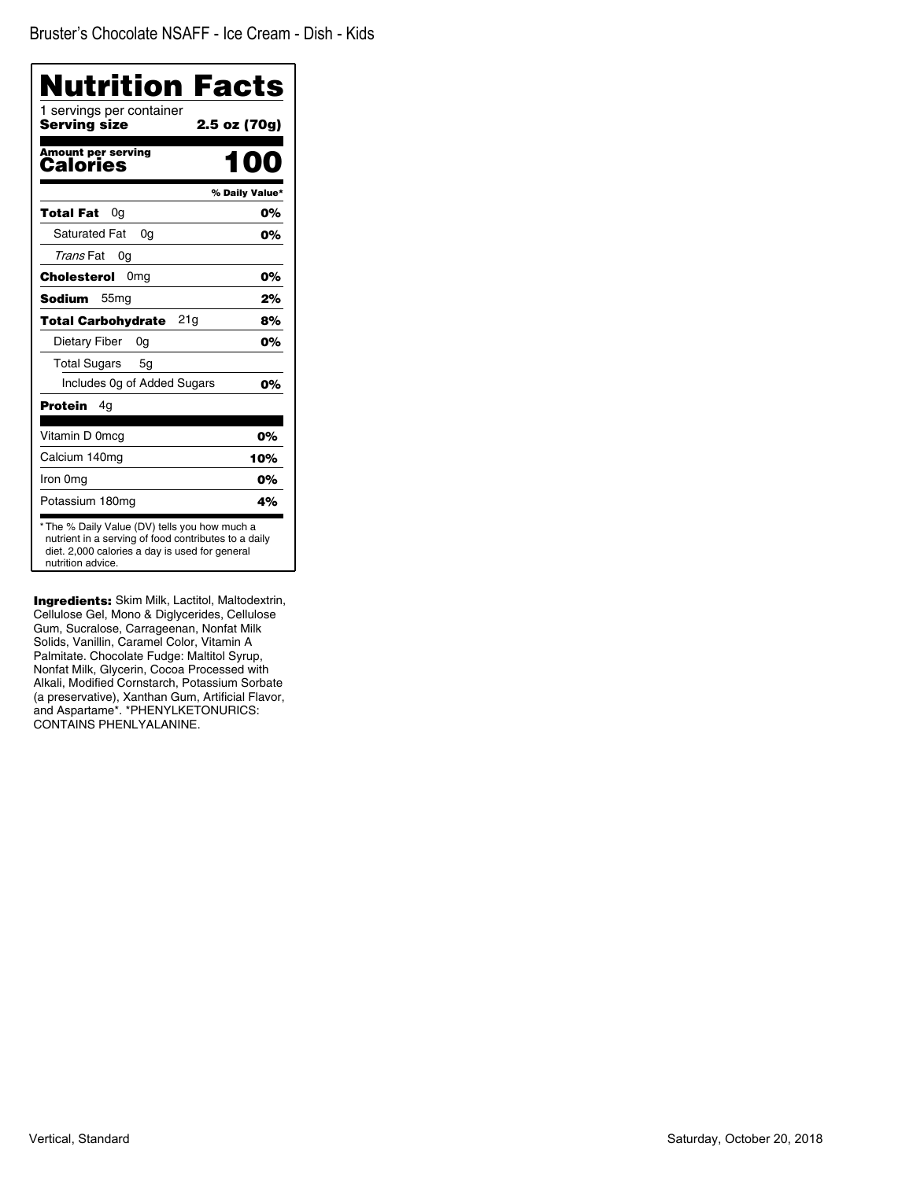Bruster's Chocolate NSAFF - Ice Cream - Dish - Kids

# Nutrition Facts

1 servings per container

**Serving size** **2.5 oz (70g)**

**Amount per serving**

**Calories** **100**

| | % Daily Value* |
|---|---|
| **Total Fat** 0g | **0%** |
| Saturated Fat 0g | **0%** |
| *Trans* Fat 0g | |
| **Cholesterol** 0mg | **0%** |
| **Sodium** 55mg | **2%** |
| **Total Carbohydrate** 21g | **8%** |
| Dietary Fiber 0g | **0%** |
| Total Sugars 5g | |
| Includes 0g of Added Sugars | **0%** |
| **Protein** 4g | |
| Vitamin D 0mcg | **0%** |
| Calcium 140mg | **10%** |
| Iron 0mg | **0%** |
| Potassium 180mg | **4%** |

* The % Daily Value (DV) tells you how much a nutrient in a serving of food contributes to a daily diet. 2,000 calories a day is used for general nutrition advice.

**Ingredients:** Skim Milk, Lactitol, Maltodextrin, Cellulose Gel, Mono & Diglycerides, Cellulose Gum, Sucralose, Carrageenan, Nonfat Milk Solids, Vanillin, Caramel Color, Vitamin A Palmitate. Chocolate Fudge: Maltitol Syrup, Nonfat Milk, Glycerin, Cocoa Processed with Alkali, Modified Cornstarch, Potassium Sorbate (a preservative), Xanthan Gum, Artificial Flavor, and Aspartame*. *PHENYLKETONURICS: CONTAINS PHENLYALANINE.

Vertical, Standard

Saturday, October 20, 2018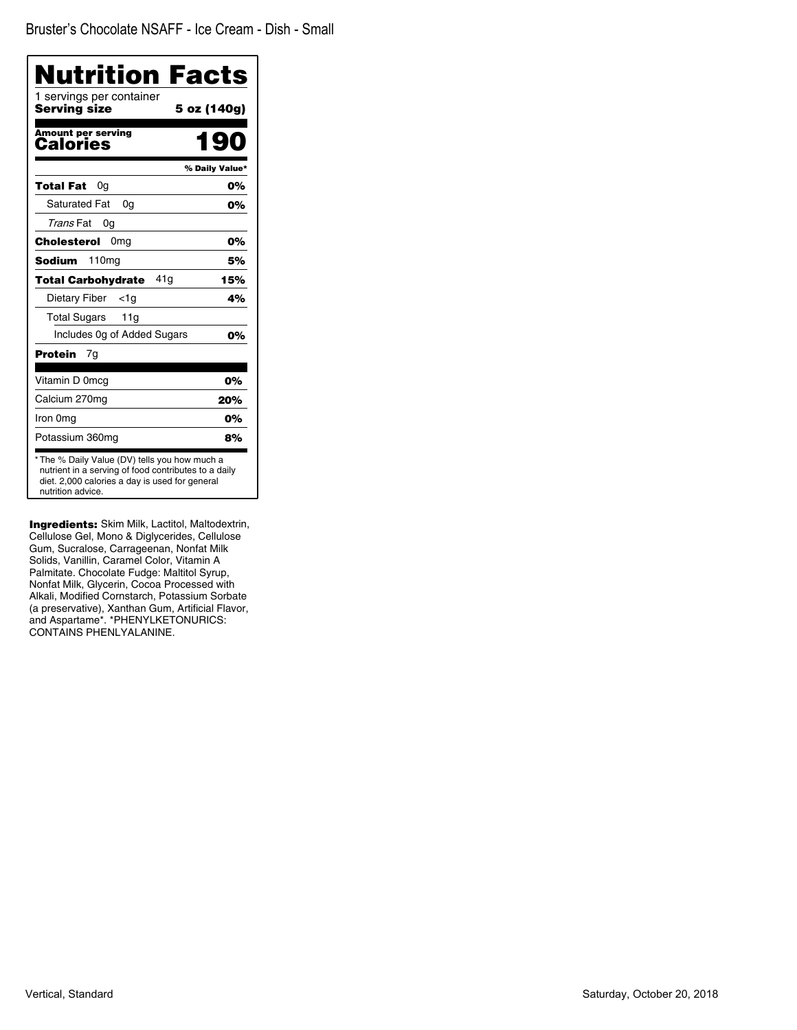Bruster's Chocolate NSAFF - Ice Cream - Dish - Small

# Nutrition Facts

1 servings per container

**Serving size** **5 oz (140g)**

**Amount per serving**
**Calories** **190**

| | % Daily Value* |
|---|---|
| **Total Fat** 0g | **0%** |
| Saturated Fat 0g | **0%** |
| *Trans* Fat 0g | |
| **Cholesterol** 0mg | **0%** |
| **Sodium** 110mg | **5%** |
| **Total Carbohydrate** 41g | **15%** |
| Dietary Fiber <1g | **4%** |
| Total Sugars 11g | |
| Includes 0g of Added Sugars | **0%** |
| **Protein** 7g | |
| Vitamin D 0mcg | **0%** |
| Calcium 270mg | **20%** |
| Iron 0mg | **0%** |
| Potassium 360mg | **8%** |

* The % Daily Value (DV) tells you how much a nutrient in a serving of food contributes to a daily diet. 2,000 calories a day is used for general nutrition advice.

**Ingredients:** Skim Milk, Lactitol, Maltodextrin, Cellulose Gel, Mono & Diglycerides, Cellulose Gum, Sucralose, Carrageenan, Nonfat Milk Solids, Vanillin, Caramel Color, Vitamin A Palmitate. Chocolate Fudge: Maltitol Syrup, Nonfat Milk, Glycerin, Cocoa Processed with Alkali, Modified Cornstarch, Potassium Sorbate (a preservative), Xanthan Gum, Artificial Flavor, and Aspartame*. *PHENYLKETONURICS: CONTAINS PHENLYALANINE.

Vertical, Standard

Saturday, October 20, 2018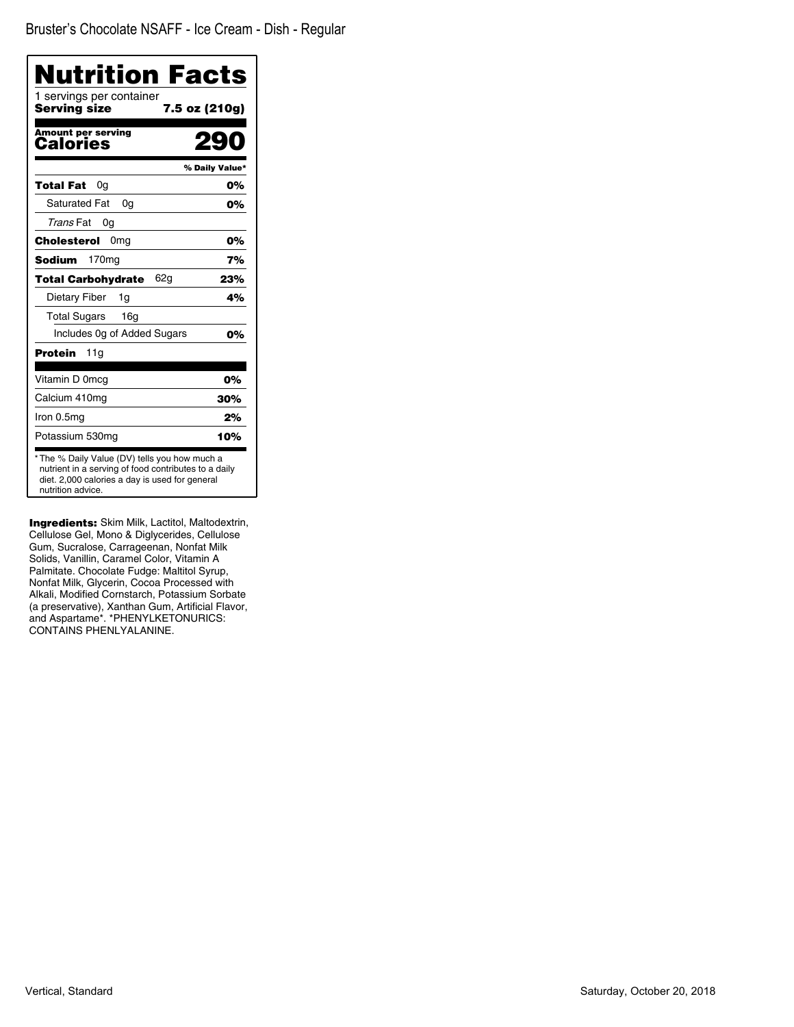Bruster's Chocolate NSAFF - Ice Cream - Dish - Regular

# Nutrition Facts

1 servings per container

**Serving size** **7.5 oz (210g)**

**Amount per serving**

**Calories** **290**

| | % Daily Value* |
|---|---|
| **Total Fat** 0g | **0%** |
| Saturated Fat 0g | **0%** |
| *Trans* Fat 0g | |
| **Cholesterol** 0mg | **0%** |
| **Sodium** 170mg | **7%** |
| **Total Carbohydrate** 62g | **23%** |
| Dietary Fiber 1g | **4%** |
| Total Sugars 16g | |
| Includes 0g of Added Sugars | **0%** |
| **Protein** 11g | |
| Vitamin D 0mcg | **0%** |
| Calcium 410mg | **30%** |
| Iron 0.5mg | **2%** |
| Potassium 530mg | **10%** |

* The % Daily Value (DV) tells you how much a nutrient in a serving of food contributes to a daily diet. 2,000 calories a day is used for general nutrition advice.

**Ingredients:** Skim Milk, Lactitol, Maltodextrin, Cellulose Gel, Mono & Diglycerides, Cellulose Gum, Sucralose, Carrageenan, Nonfat Milk Solids, Vanillin, Caramel Color, Vitamin A Palmitate. Chocolate Fudge: Maltitol Syrup, Nonfat Milk, Glycerin, Cocoa Processed with Alkali, Modified Cornstarch, Potassium Sorbate (a preservative), Xanthan Gum, Artificial Flavor, and Aspartame*. *PHENYLKETONURICS: CONTAINS PHENLYALANINE.

Vertical, Standard

Saturday, October 20, 2018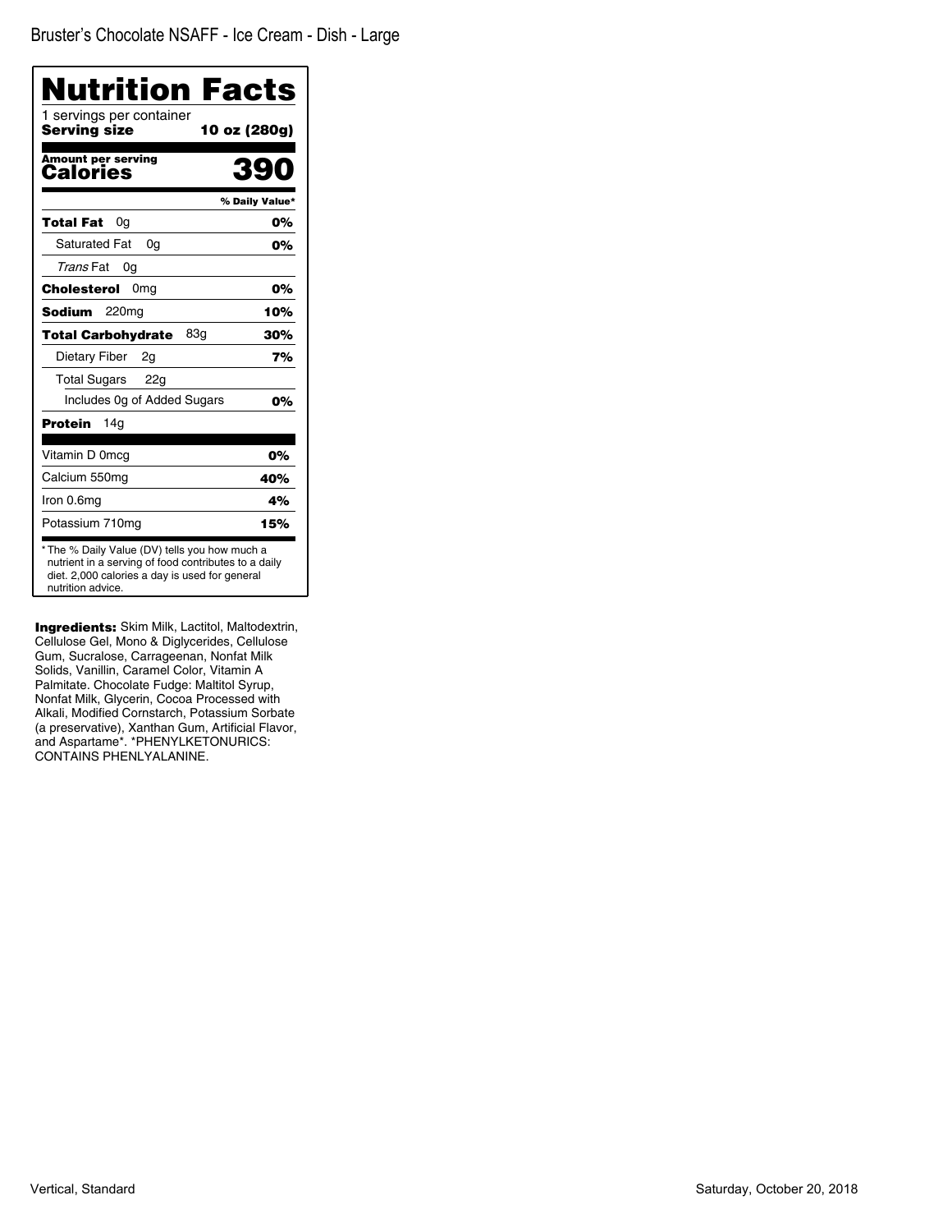Bruster's Chocolate NSAFF - Ice Cream - Dish - Large

# Nutrition Facts

1 servings per container

**Serving size** **10 oz (280g)**

**Amount per serving**

**Calories** **390**

| | % Daily Value* |
|---|---|
| **Total Fat** 0g | **0%** |
| Saturated Fat 0g | **0%** |
| *Trans* Fat 0g | |
| **Cholesterol** 0mg | **0%** |
| **Sodium** 220mg | **10%** |
| **Total Carbohydrate** 83g | **30%** |
| Dietary Fiber 2g | **7%** |
| Total Sugars 22g | |
| Includes 0g of Added Sugars | **0%** |
| **Protein** 14g | |
| Vitamin D 0mcg | **0%** |
| Calcium 550mg | **40%** |
| Iron 0.6mg | **4%** |
| Potassium 710mg | **15%** |

* The % Daily Value (DV) tells you how much a nutrient in a serving of food contributes to a daily diet. 2,000 calories a day is used for general nutrition advice.

**Ingredients:** Skim Milk, Lactitol, Maltodextrin, Cellulose Gel, Mono & Diglycerides, Cellulose Gum, Sucralose, Carrageenan, Nonfat Milk Solids, Vanillin, Caramel Color, Vitamin A Palmitate. Chocolate Fudge: Maltitol Syrup, Nonfat Milk, Glycerin, Cocoa Processed with Alkali, Modified Cornstarch, Potassium Sorbate (a preservative), Xanthan Gum, Artificial Flavor, and Aspartame*. *PHENYLKETONURICS: CONTAINS PHENLYALANINE.

Vertical, Standard

Saturday, October 20, 2018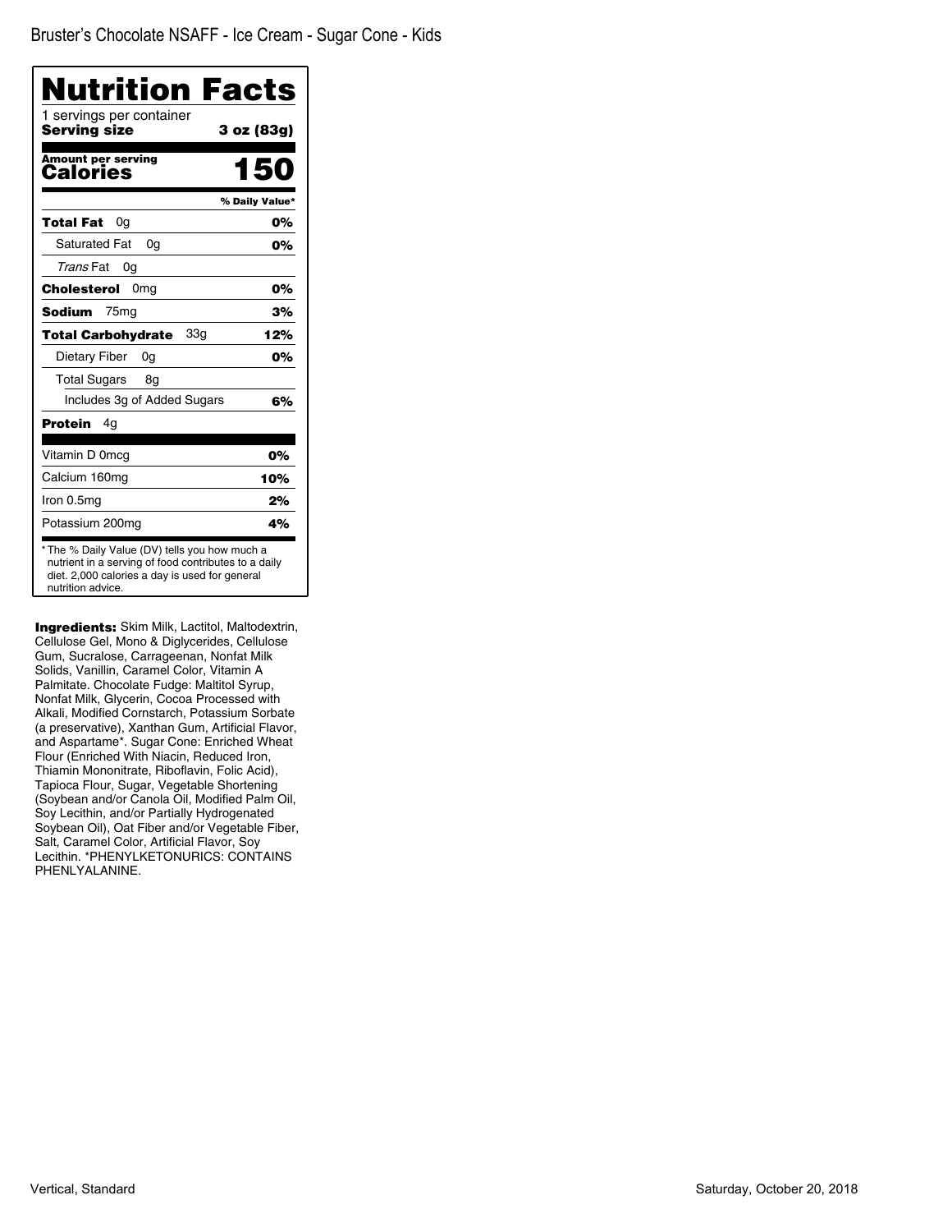Bruster's Chocolate NSAFF - Ice Cream - Sugar Cone - Kids

# Nutrition Facts

1 servings per container
**Serving size** **3 oz (83g)**

**Amount per serving**
**Calories** **150**

| | % Daily Value* |
|---|---|
| **Total Fat** 0g | **0%** |
| Saturated Fat 0g | **0%** |
| *Trans* Fat 0g | |
| **Cholesterol** 0mg | **0%** |
| **Sodium** 75mg | **3%** |
| **Total Carbohydrate** 33g | **12%** |
| Dietary Fiber 0g | **0%** |
| Total Sugars 8g | |
| Includes 3g of Added Sugars | **6%** |
| **Protein** 4g | |
| Vitamin D 0mcg | **0%** |
| Calcium 160mg | **10%** |
| Iron 0.5mg | **2%** |
| Potassium 200mg | **4%** |

* The % Daily Value (DV) tells you how much a nutrient in a serving of food contributes to a daily diet. 2,000 calories a day is used for general nutrition advice.

**Ingredients:** Skim Milk, Lactitol, Maltodextrin, Cellulose Gel, Mono & Diglycerides, Cellulose Gum, Sucralose, Carrageenan, Nonfat Milk Solids, Vanillin, Caramel Color, Vitamin A Palmitate. Chocolate Fudge: Maltitol Syrup, Nonfat Milk, Glycerin, Cocoa Processed with Alkali, Modified Cornstarch, Potassium Sorbate (a preservative), Xanthan Gum, Artificial Flavor, and Aspartame*. Sugar Cone: Enriched Wheat Flour (Enriched With Niacin, Reduced Iron, Thiamin Mononitrate, Riboflavin, Folic Acid), Tapioca Flour, Sugar, Vegetable Shortening (Soybean and/or Canola Oil, Modified Palm Oil, Soy Lecithin, and/or Partially Hydrogenated Soybean Oil), Oat Fiber and/or Vegetable Fiber, Salt, Caramel Color, Artificial Flavor, Soy Lecithin. *PHENYLKETONURICS: CONTAINS PHENLYALANINE.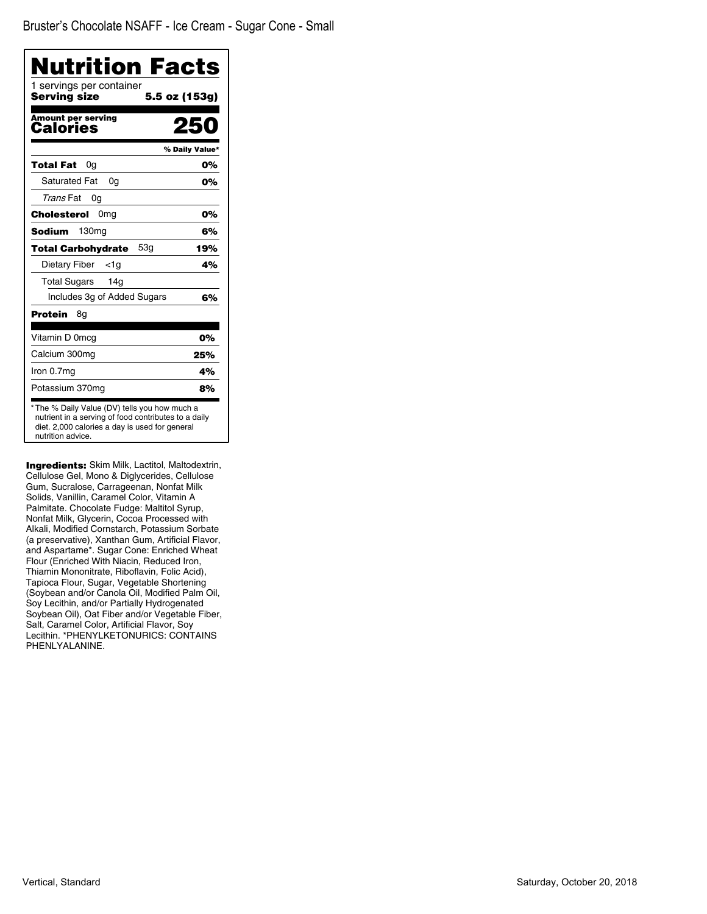Bruster's Chocolate NSAFF - Ice Cream - Sugar Cone - Small

# Nutrition Facts

1 servings per container
**Serving size** **5.5 oz (153g)**

**Amount per serving**
**Calories** **250**

| | % Daily Value* |
|---|---|
| **Total Fat** 0g | **0%** |
| Saturated Fat 0g | **0%** |
| *Trans* Fat 0g | |
| **Cholesterol** 0mg | **0%** |
| **Sodium** 130mg | **6%** |
| **Total Carbohydrate** 53g | **19%** |
| Dietary Fiber <1g | **4%** |
| Total Sugars 14g | |
| Includes 3g of Added Sugars | **6%** |
| **Protein** 8g | |
| Vitamin D 0mcg | **0%** |
| Calcium 300mg | **25%** |
| Iron 0.7mg | **4%** |
| Potassium 370mg | **8%** |

* The % Daily Value (DV) tells you how much a nutrient in a serving of food contributes to a daily diet. 2,000 calories a day is used for general nutrition advice.

**Ingredients:** Skim Milk, Lactitol, Maltodextrin, Cellulose Gel, Mono & Diglycerides, Cellulose Gum, Sucralose, Carrageenan, Nonfat Milk Solids, Vanillin, Caramel Color, Vitamin A Palmitate. Chocolate Fudge: Maltitol Syrup, Nonfat Milk, Glycerin, Cocoa Processed with Alkali, Modified Cornstarch, Potassium Sorbate (a preservative), Xanthan Gum, Artificial Flavor, and Aspartame*. Sugar Cone: Enriched Wheat Flour (Enriched With Niacin, Reduced Iron, Thiamin Mononitrate, Riboflavin, Folic Acid), Tapioca Flour, Sugar, Vegetable Shortening (Soybean and/or Canola Oil, Modified Palm Oil, Soy Lecithin, and/or Partially Hydrogenated Soybean Oil), Oat Fiber and/or Vegetable Fiber, Salt, Caramel Color, Artificial Flavor, Soy Lecithin. *PHENYLKETONURICS: CONTAINS PHENLYALANINE.

Vertical, Standard

Saturday, October 20, 2018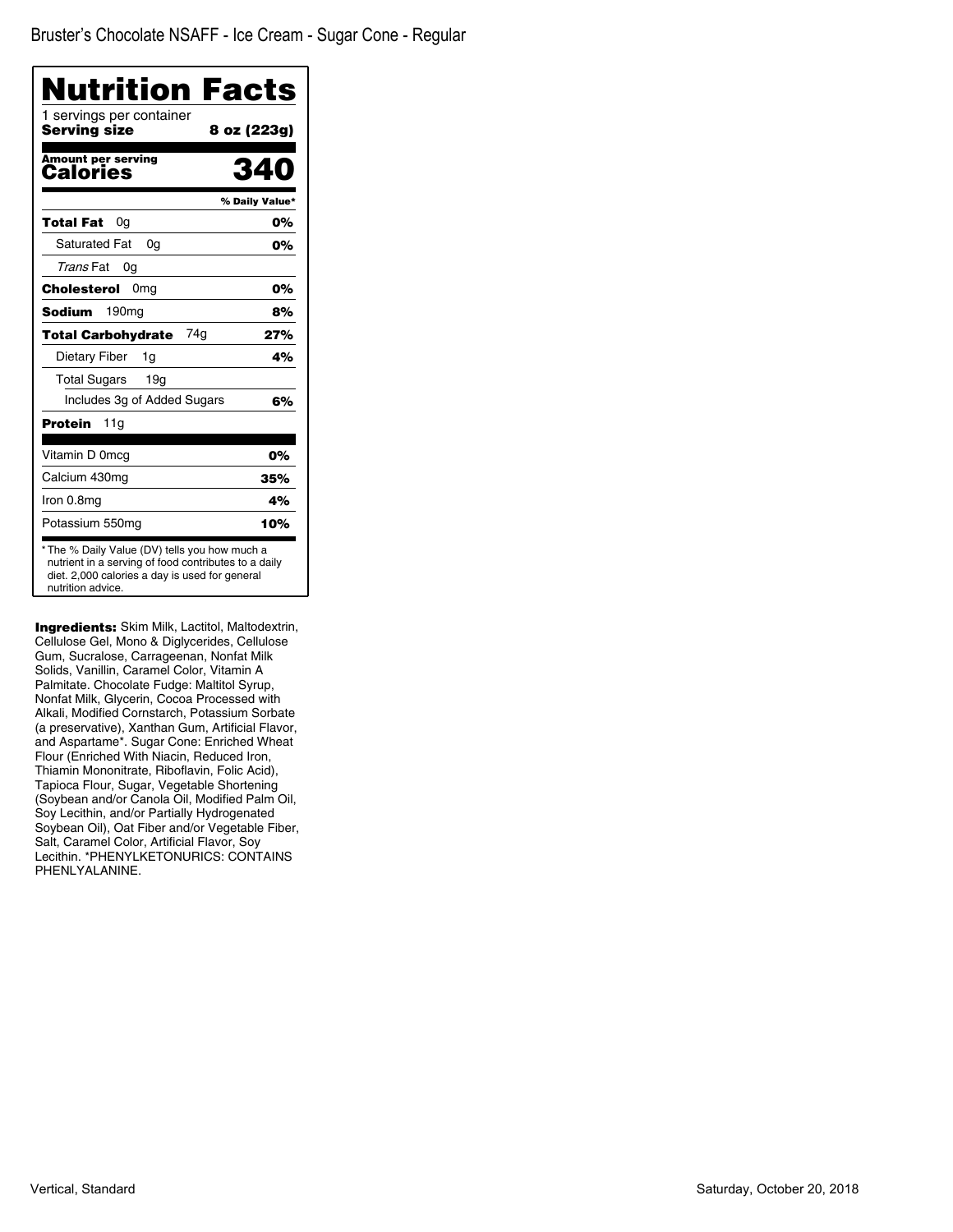Bruster's Chocolate NSAFF - Ice Cream - Sugar Cone - Regular

# Nutrition Facts

1 servings per container

**Serving size** **8 oz (223g)**

**Amount per serving**

**Calories** **340**

| | % Daily Value* |
|---|---|
| **Total Fat** 0g | **0%** |
| Saturated Fat 0g | **0%** |
| *Trans* Fat 0g | |
| **Cholesterol** 0mg | **0%** |
| **Sodium** 190mg | **8%** |
| **Total Carbohydrate** 74g | **27%** |
| Dietary Fiber 1g | **4%** |
| Total Sugars 19g | |
| Includes 3g of Added Sugars | **6%** |
| **Protein** 11g | |
| Vitamin D 0mcg | **0%** |
| Calcium 430mg | **35%** |
| Iron 0.8mg | **4%** |
| Potassium 550mg | **10%** |

* The % Daily Value (DV) tells you how much a nutrient in a serving of food contributes to a daily diet. 2,000 calories a day is used for general nutrition advice.

**Ingredients:** Skim Milk, Lactitol, Maltodextrin, Cellulose Gel, Mono & Diglycerides, Cellulose Gum, Sucralose, Carrageenan, Nonfat Milk Solids, Vanillin, Caramel Color, Vitamin A Palmitate. Chocolate Fudge: Maltitol Syrup, Nonfat Milk, Glycerin, Cocoa Processed with Alkali, Modified Cornstarch, Potassium Sorbate (a preservative), Xanthan Gum, Artificial Flavor, and Aspartame*. Sugar Cone: Enriched Wheat Flour (Enriched With Niacin, Reduced Iron, Thiamin Mononitrate, Riboflavin, Folic Acid), Tapioca Flour, Sugar, Vegetable Shortening (Soybean and/or Canola Oil, Modified Palm Oil, Soy Lecithin, and/or Partially Hydrogenated Soybean Oil), Oat Fiber and/or Vegetable Fiber, Salt, Caramel Color, Artificial Flavor, Soy Lecithin. *PHENYLKETONURICS: CONTAINS PHENLYALANINE.

Vertical, Standard

Saturday, October 20, 2018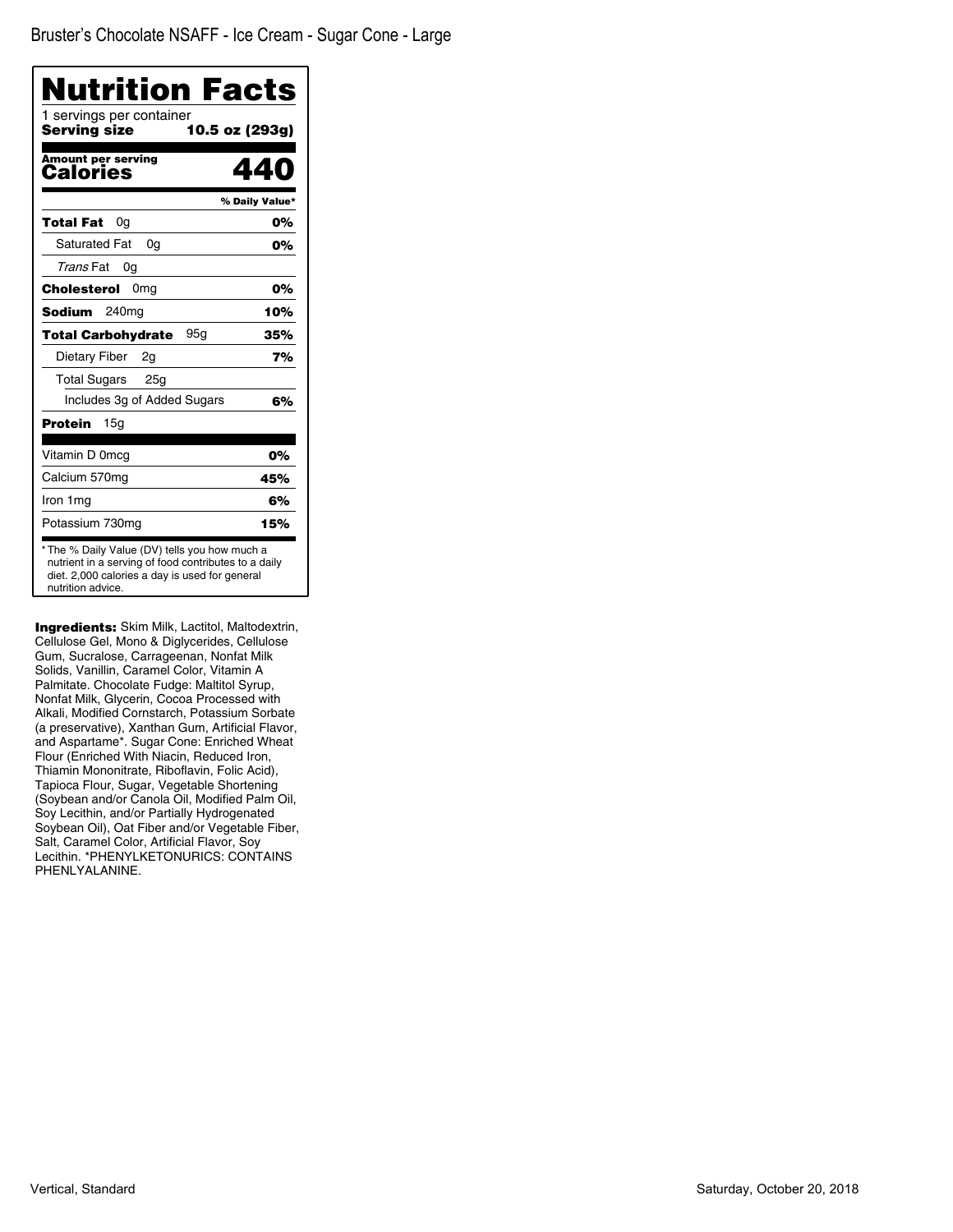Bruster's Chocolate NSAFF - Ice Cream - Sugar Cone - Large

# Nutrition Facts

1 servings per container

**Serving size** **10.5 oz (293g)**

**Amount per serving**

**Calories** **440**

| | % Daily Value* |
|---|---|
| **Total Fat** 0g | **0%** |
| Saturated Fat 0g | **0%** |
| *Trans* Fat 0g | |
| **Cholesterol** 0mg | **0%** |
| **Sodium** 240mg | **10%** |
| **Total Carbohydrate** 95g | **35%** |
| Dietary Fiber 2g | **7%** |
| Total Sugars 25g | |
| Includes 3g of Added Sugars | **6%** |
| **Protein** 15g | |
| Vitamin D 0mcg | **0%** |
| Calcium 570mg | **45%** |
| Iron 1mg | **6%** |
| Potassium 730mg | **15%** |

* The % Daily Value (DV) tells you how much a nutrient in a serving of food contributes to a daily diet. 2,000 calories a day is used for general nutrition advice.

**Ingredients:** Skim Milk, Lactitol, Maltodextrin, Cellulose Gel, Mono & Diglycerides, Cellulose Gum, Sucralose, Carrageenan, Nonfat Milk Solids, Vanillin, Caramel Color, Vitamin A Palmitate. Chocolate Fudge: Maltitol Syrup, Nonfat Milk, Glycerin, Cocoa Processed with Alkali, Modified Cornstarch, Potassium Sorbate (a preservative), Xanthan Gum, Artificial Flavor, and Aspartame*. Sugar Cone: Enriched Wheat Flour (Enriched With Niacin, Reduced Iron, Thiamin Mononitrate, Riboflavin, Folic Acid), Tapioca Flour, Sugar, Vegetable Shortening (Soybean and/or Canola Oil, Modified Palm Oil, Soy Lecithin, and/or Partially Hydrogenated Soybean Oil), Oat Fiber and/or Vegetable Fiber, Salt, Caramel Color, Artificial Flavor, Soy Lecithin. *PHENYLKETONURICS: CONTAINS PHENLYALANINE.

Vertical, Standard

Saturday, October 20, 2018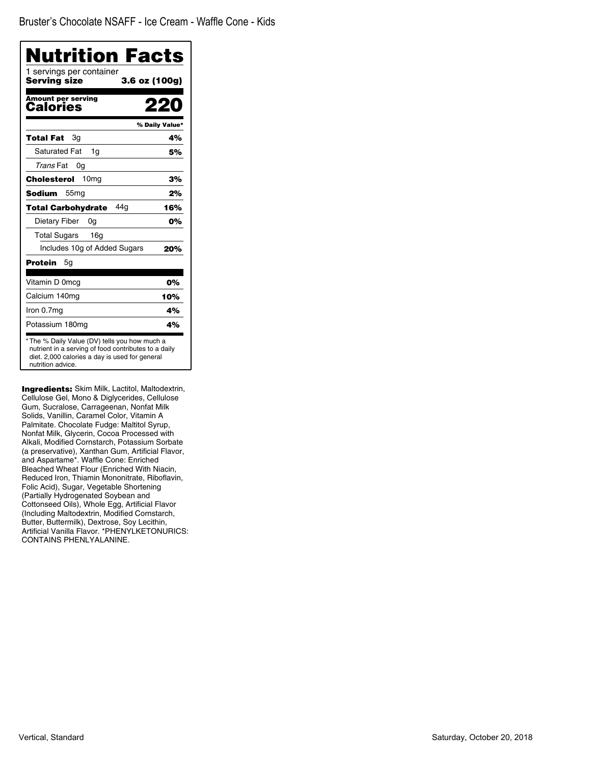Bruster's Chocolate NSAFF - Ice Cream - Waffle Cone - Kids

# Nutrition Facts

1 servings per container

**Serving size** **3.6 oz (100g)**

| **Amount per serving Calories** | **220** |
|---|---|
| | **% Daily Value*** |
| **Total Fat** 3g | **4%** |
| Saturated Fat 1g | **5%** |
| *Trans* Fat 0g | |
| **Cholesterol** 10mg | **3%** |
| **Sodium** 55mg | **2%** |
| **Total Carbohydrate** 44g | **16%** |
| Dietary Fiber 0g | **0%** |
| Total Sugars 16g | |
| Includes 10g of Added Sugars | **20%** |
| **Protein** 5g | |
| Vitamin D 0mcg | **0%** |
| Calcium 140mg | **10%** |
| Iron 0.7mg | **4%** |
| Potassium 180mg | **4%** |

* The % Daily Value (DV) tells you how much a nutrient in a serving of food contributes to a daily diet. 2,000 calories a day is used for general nutrition advice.

**Ingredients:** Skim Milk, Lactitol, Maltodextrin, Cellulose Gel, Mono & Diglycerides, Cellulose Gum, Sucralose, Carrageenan, Nonfat Milk Solids, Vanillin, Caramel Color, Vitamin A Palmitate. Chocolate Fudge: Maltitol Syrup, Nonfat Milk, Glycerin, Cocoa Processed with Alkali, Modified Cornstarch, Potassium Sorbate (a preservative), Xanthan Gum, Artificial Flavor, and Aspartame*. Waffle Cone: Enriched Bleached Wheat Flour (Enriched With Niacin, Reduced Iron, Thiamin Mononitrate, Riboflavin, Folic Acid), Sugar, Vegetable Shortening (Partially Hydrogenated Soybean and Cottonseed Oils), Whole Egg, Artificial Flavor (Including Maltodextrin, Modified Cornstarch, Butter, Buttermilk), Dextrose, Soy Lecithin, Artificial Vanilla Flavor. *PHENYLKETONURICS: CONTAINS PHENLYALANINE.

Vertical, Standard

Saturday, October 20, 2018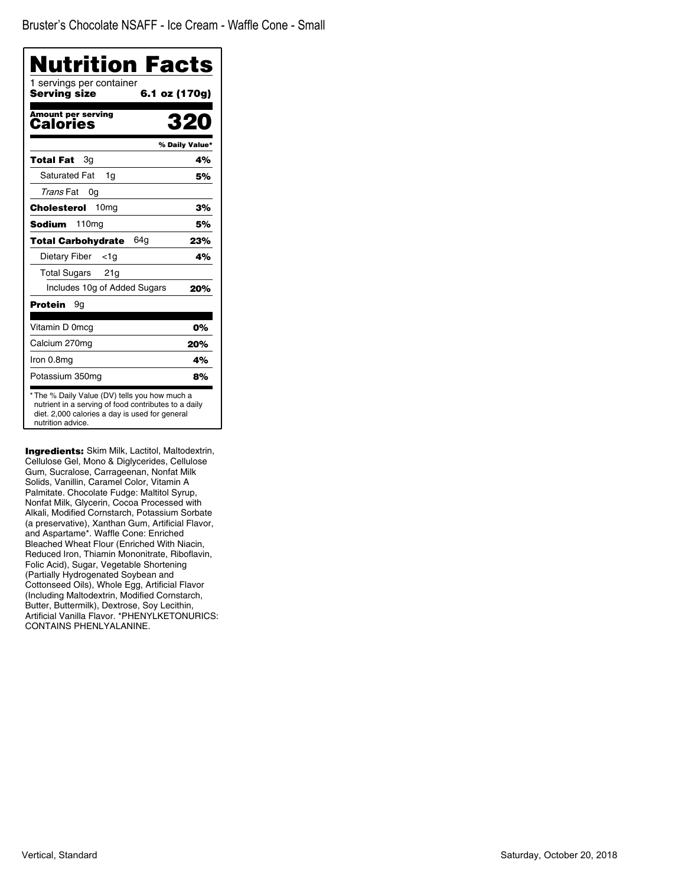Bruster's Chocolate NSAFF - Ice Cream - Waffle Cone - Small

# Nutrition Facts

1 servings per container

**Serving size** **6.1 oz (170g)**

| **Amount per serving** | |
|---|---|
| **Calories** | **320** |
| | **% Daily Value*** |
| **Total Fat** 3g | **4%** |
| Saturated Fat 1g | **5%** |
| *Trans* Fat 0g | |
| **Cholesterol** 10mg | **3%** |
| **Sodium** 110mg | **5%** |
| **Total Carbohydrate** 64g | **23%** |
| Dietary Fiber <1g | **4%** |
| Total Sugars 21g | |
| Includes 10g of Added Sugars | **20%** |
| **Protein** 9g | |
| Vitamin D 0mcg | **0%** |
| Calcium 270mg | **20%** |
| Iron 0.8mg | **4%** |
| Potassium 350mg | **8%** |

* The % Daily Value (DV) tells you how much a nutrient in a serving of food contributes to a daily diet. 2,000 calories a day is used for general nutrition advice.

**Ingredients:** Skim Milk, Lactitol, Maltodextrin, Cellulose Gel, Mono & Diglycerides, Cellulose Gum, Sucralose, Carrageenan, Nonfat Milk Solids, Vanillin, Caramel Color, Vitamin A Palmitate. Chocolate Fudge: Maltitol Syrup, Nonfat Milk, Glycerin, Cocoa Processed with Alkali, Modified Cornstarch, Potassium Sorbate (a preservative), Xanthan Gum, Artificial Flavor, and Aspartame*. Waffle Cone: Enriched Bleached Wheat Flour (Enriched With Niacin, Reduced Iron, Thiamin Mononitrate, Riboflavin, Folic Acid), Sugar, Vegetable Shortening (Partially Hydrogenated Soybean and Cottonseed Oils), Whole Egg, Artificial Flavor (Including Maltodextrin, Modified Cornstarch, Butter, Buttermilk), Dextrose, Soy Lecithin, Artificial Vanilla Flavor. *PHENYLKETONURICS: CONTAINS PHENLYALANINE.

Vertical, Standard

Saturday, October 20, 2018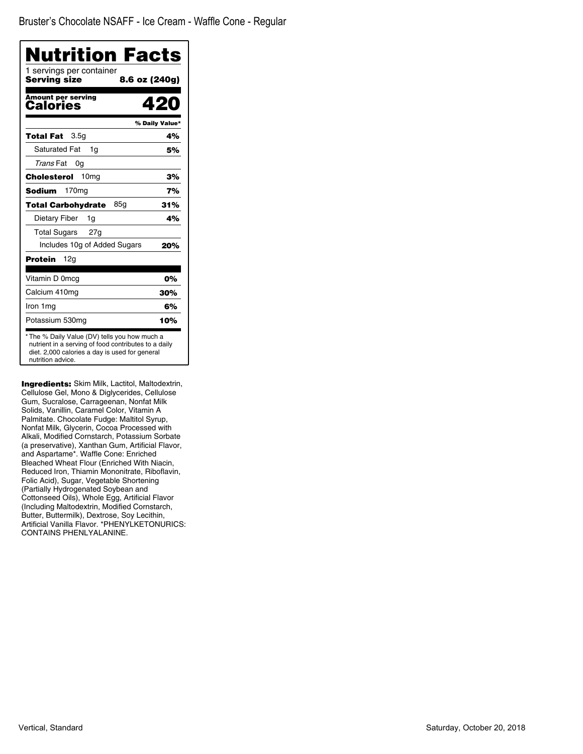Bruster's Chocolate NSAFF - Ice Cream - Waffle Cone - Regular

# Nutrition Facts

1 servings per container
**Serving size** **8.6 oz (240g)**

**Amount per serving**
**Calories** **420**

| | % Daily Value* |
|---|---|
| **Total Fat** 3.5g | **4%** |
| Saturated Fat 1g | **5%** |
| *Trans* Fat 0g | |
| **Cholesterol** 10mg | **3%** |
| **Sodium** 170mg | **7%** |
| **Total Carbohydrate** 85g | **31%** |
| Dietary Fiber 1g | **4%** |
| Total Sugars 27g | |
| Includes 10g of Added Sugars | **20%** |
| **Protein** 12g | |
| Vitamin D 0mcg | **0%** |
| Calcium 410mg | **30%** |
| Iron 1mg | **6%** |
| Potassium 530mg | **10%** |

* The % Daily Value (DV) tells you how much a nutrient in a serving of food contributes to a daily diet. 2,000 calories a day is used for general nutrition advice.

**Ingredients:** Skim Milk, Lactitol, Maltodextrin, Cellulose Gel, Mono & Diglycerides, Cellulose Gum, Sucralose, Carrageenan, Nonfat Milk Solids, Vanillin, Caramel Color, Vitamin A Palmitate. Chocolate Fudge: Maltitol Syrup, Nonfat Milk, Glycerin, Cocoa Processed with Alkali, Modified Cornstarch, Potassium Sorbate (a preservative), Xanthan Gum, Artificial Flavor, and Aspartame*. Waffle Cone: Enriched Bleached Wheat Flour (Enriched With Niacin, Reduced Iron, Thiamin Mononitrate, Riboflavin, Folic Acid), Sugar, Vegetable Shortening (Partially Hydrogenated Soybean and Cottonseed Oils), Whole Egg, Artificial Flavor (Including Maltodextrin, Modified Cornstarch, Butter, Buttermilk), Dextrose, Soy Lecithin, Artificial Vanilla Flavor. *PHENYLKETONURICS: CONTAINS PHENLYALANINE.

Vertical, Standard

Saturday, October 20, 2018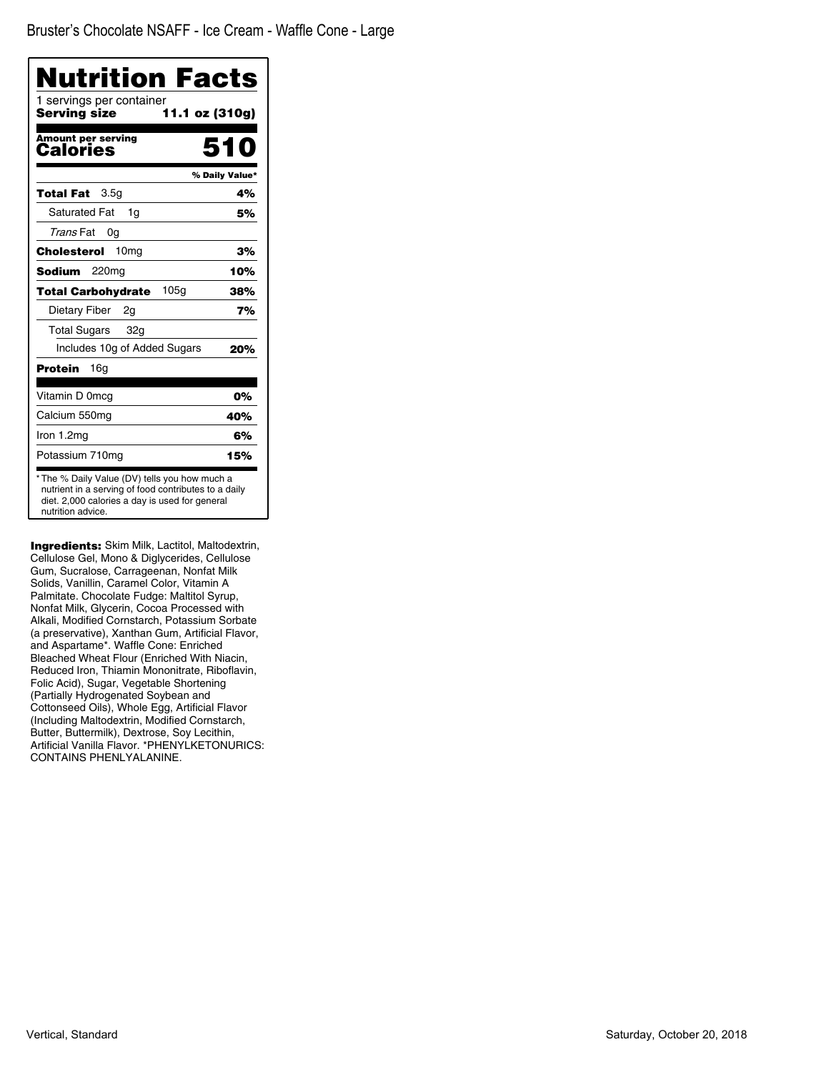Bruster's Chocolate NSAFF - Ice Cream - Waffle Cone - Large

# Nutrition Facts

1 servings per container

**Serving size** **11.1 oz (310g)**

**Amount per serving**
**Calories** **510**

| | % Daily Value* |
|---|---|
| **Total Fat** 3.5g | **4%** |
| Saturated Fat 1g | **5%** |
| *Trans* Fat 0g | |
| **Cholesterol** 10mg | **3%** |
| **Sodium** 220mg | **10%** |
| **Total Carbohydrate** 105g | **38%** |
| Dietary Fiber 2g | **7%** |
| Total Sugars 32g | |
| Includes 10g of Added Sugars | **20%** |
| **Protein** 16g | |
| Vitamin D 0mcg | **0%** |
| Calcium 550mg | **40%** |
| Iron 1.2mg | **6%** |
| Potassium 710mg | **15%** |

* The % Daily Value (DV) tells you how much a nutrient in a serving of food contributes to a daily diet. 2,000 calories a day is used for general nutrition advice.

**Ingredients:** Skim Milk, Lactitol, Maltodextrin, Cellulose Gel, Mono & Diglycerides, Cellulose Gum, Sucralose, Carrageenan, Nonfat Milk Solids, Vanillin, Caramel Color, Vitamin A Palmitate. Chocolate Fudge: Maltitol Syrup, Nonfat Milk, Glycerin, Cocoa Processed with Alkali, Modified Cornstarch, Potassium Sorbate (a preservative), Xanthan Gum, Artificial Flavor, and Aspartame*. Waffle Cone: Enriched Bleached Wheat Flour (Enriched With Niacin, Reduced Iron, Thiamin Mononitrate, Riboflavin, Folic Acid), Sugar, Vegetable Shortening (Partially Hydrogenated Soybean and Cottonseed Oils), Whole Egg, Artificial Flavor (Including Maltodextrin, Modified Cornstarch, Butter, Buttermilk), Dextrose, Soy Lecithin, Artificial Vanilla Flavor. *PHENYLKETONURICS: CONTAINS PHENLYALANINE.

Vertical, Standard

Saturday, October 20, 2018